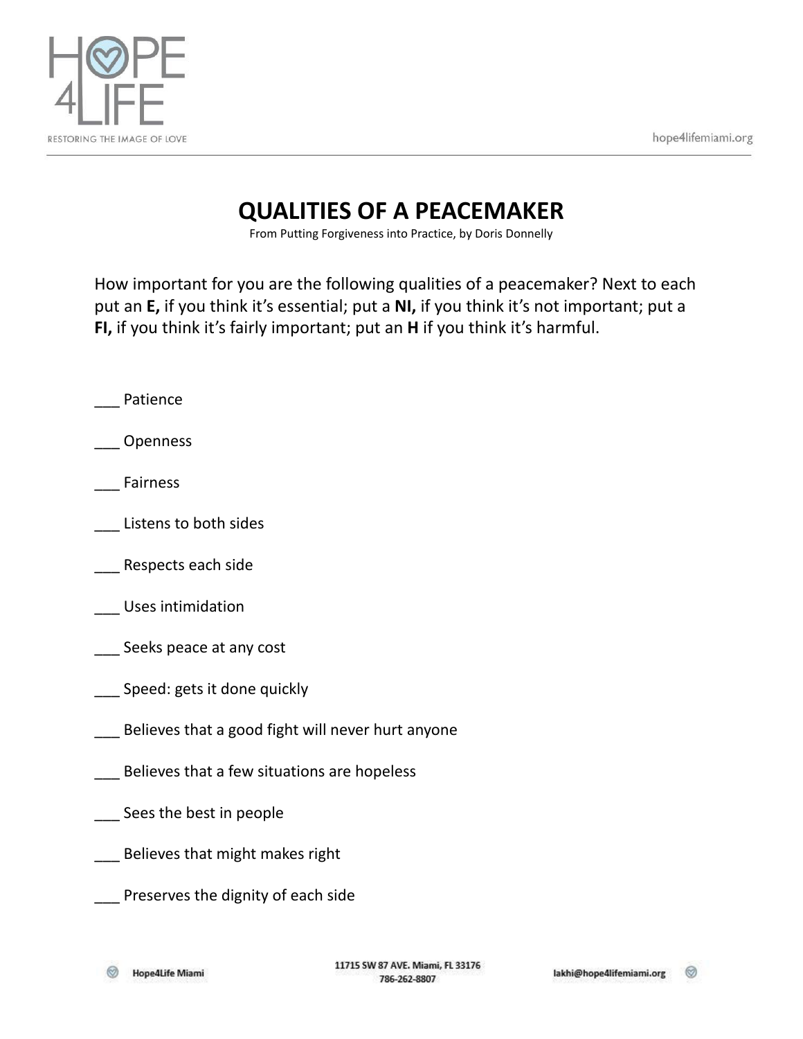# QUALITIES OF A PEACEMAKER

From Putting Forgiveness into Practice, by Doris Donnelly

How important for you are the following qualities of a peacemaker? Next to each put an **E,** if you think it's essential; put a **NI,** if you think it's not important; put a **FI,** if you think it's fairly important; put an **H** if you think it's harmful.

___ Patience

___ Openness

___ Fairness

___ Listens to both sides

___ Respects each side

___ Uses intimidation

___ Seeks peace at any cost

___ Speed: gets it done quickly

___ Believes that a good fight will never hurt anyone

___ Believes that a few situations are hopeless

___ Sees the best in people

___ Believes that might makes right

___ Preserves the dignity of each side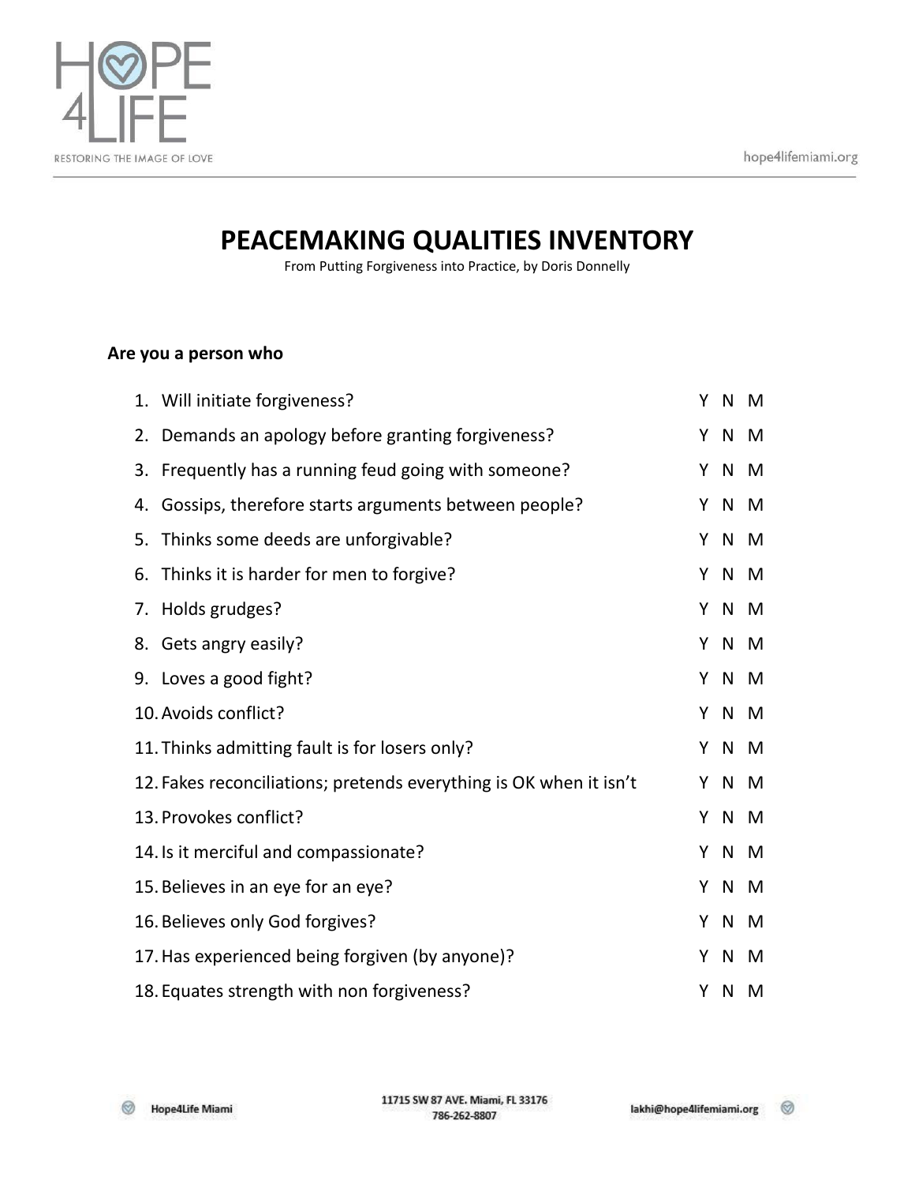# PEACEMAKING QUALITIES INVENTORY

From Putting Forgiveness into Practice, by Doris Donnelly

**Are you a person who**

1. Will initiate forgiveness? Y N M
2. Demands an apology before granting forgiveness? Y N M
3. Frequently has a running feud going with someone? Y N M
4. Gossips, therefore starts arguments between people? Y N M
5. Thinks some deeds are unforgivable? Y N M
6. Thinks it is harder for men to forgive? Y N M
7. Holds grudges? Y N M
8. Gets angry easily? Y N M
9. Loves a good fight? Y N M
10. Avoids conflict? Y N M
11. Thinks admitting fault is for losers only? Y N M
12. Fakes reconciliations; pretends everything is OK when it isn't Y N M
13. Provokes conflict? Y N M
14. Is it merciful and compassionate? Y N M
15. Believes in an eye for an eye? Y N M
16. Believes only God forgives? Y N M
17. Has experienced being forgiven (by anyone)? Y N M
18. Equates strength with non forgiveness? Y N M